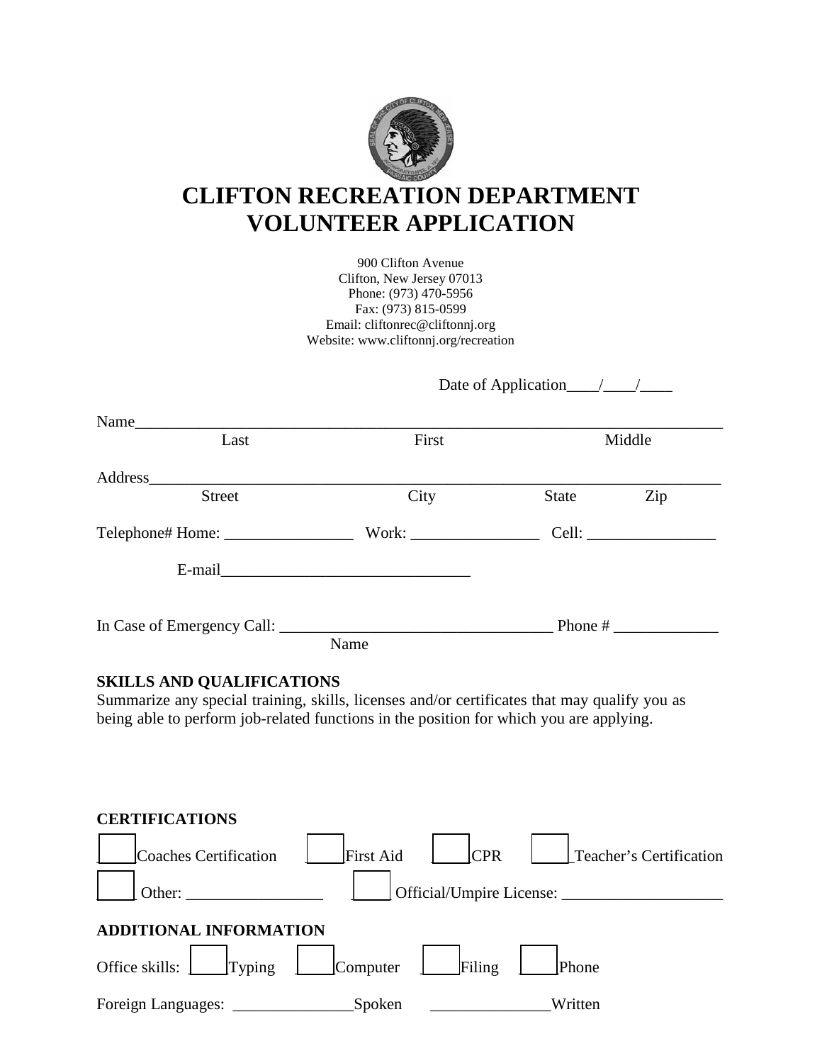# CLIFTON RECREATION DEPARTMENT
# VOLUNTEER APPLICATION

900 Clifton Avenue
Clifton, New Jersey 07013
Phone: (973) 470-5956
Fax: (973) 815-0599
Email: cliftonrec@cliftonnj.org
Website: www.cliftonnj.org/recreation

Date of Application____/____/____

Name___________________________________________________________________________
Last First Middle

Address_________________________________________________________________________
Street City State Zip

Telephone# Home: ________________ Work: ________________ Cell: ________________

E-mail________________________________

In Case of Emergency Call: ___________________________________ Phone # _____________
Name

**SKILLS AND QUALIFICATIONS**
Summarize any special training, skills, licenses and/or certificates that may qualify you as being able to perform job-related functions in the position for which you are applying.

**CERTIFICATIONS**

☐ Coaches Certification ☐ First Aid ☐ CPR ☐ Teacher's Certification

☐ Other: _________________ ☐ Official/Umpire License: ____________________

**ADDITIONAL INFORMATION**

Office skills: ☐ Typing ☐ Computer ☐ Filing ☐ Phone

Foreign Languages: _______________Spoken _______________Written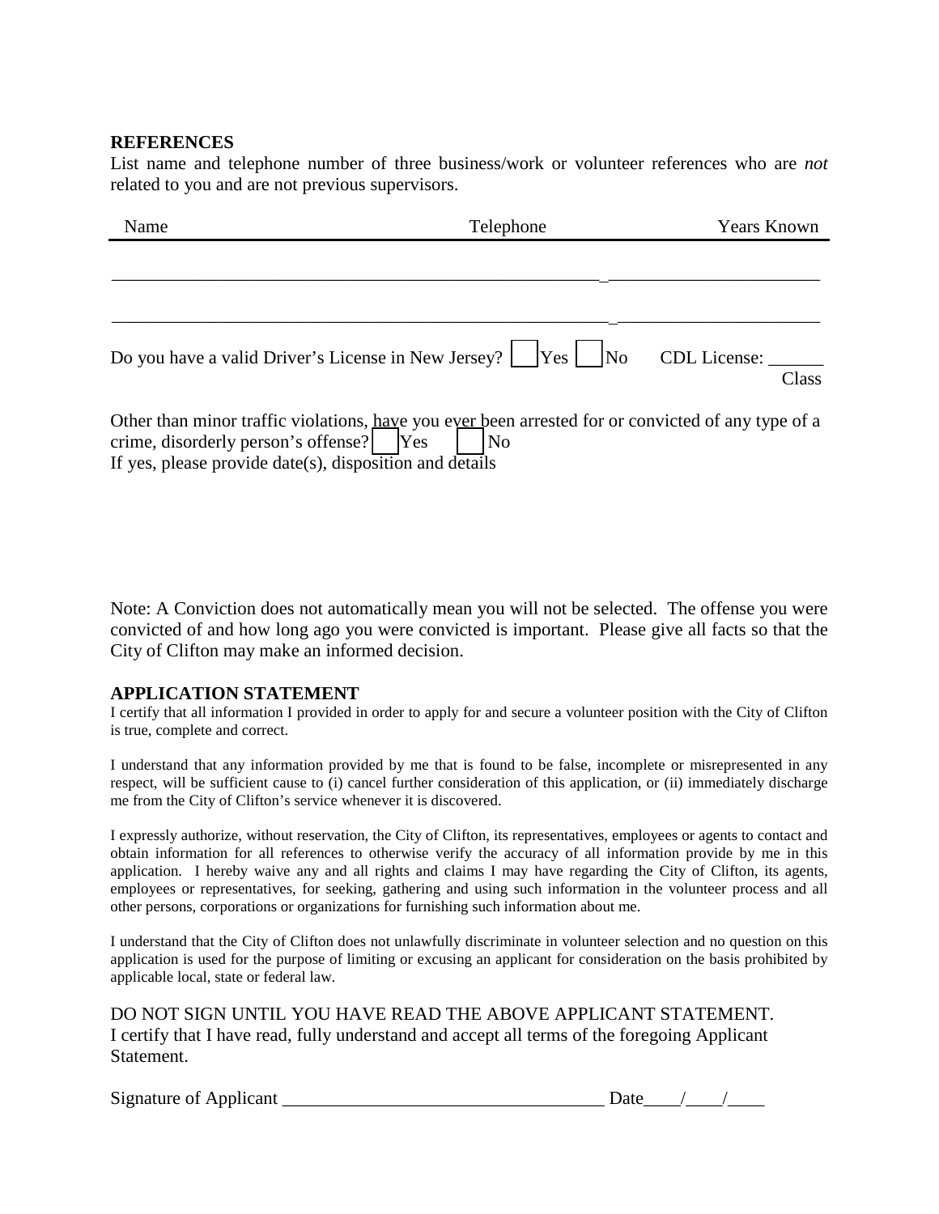**REFERENCES**

List name and telephone number of three business/work or volunteer references who are *not* related to you and are not previous supervisors.

| Name | Telephone | Years Known |
|---|---|---|
| | | |
| | | |

Do you have a valid Driver's License in New Jersey? ☐ Yes ☐ No   CDL License: ______ Class

Other than minor traffic violations, have you ever been arrested for or convicted of any type of a crime, disorderly person's offense? ☐ Yes ☐ No

If yes, please provide date(s), disposition and details

Note: A Conviction does not automatically mean you will not be selected. The offense you were convicted of and how long ago you were convicted is important. Please give all facts so that the City of Clifton may make an informed decision.

**APPLICATION STATEMENT**

I certify that all information I provided in order to apply for and secure a volunteer position with the City of Clifton is true, complete and correct.

I understand that any information provided by me that is found to be false, incomplete or misrepresented in any respect, will be sufficient cause to (i) cancel further consideration of this application, or (ii) immediately discharge me from the City of Clifton's service whenever it is discovered.

I expressly authorize, without reservation, the City of Clifton, its representatives, employees or agents to contact and obtain information for all references to otherwise verify the accuracy of all information provide by me in this application. I hereby waive any and all rights and claims I may have regarding the City of Clifton, its agents, employees or representatives, for seeking, gathering and using such information in the volunteer process and all other persons, corporations or organizations for furnishing such information about me.

I understand that the City of Clifton does not unlawfully discriminate in volunteer selection and no question on this application is used for the purpose of limiting or excusing an applicant for consideration on the basis prohibited by applicable local, state or federal law.

DO NOT SIGN UNTIL YOU HAVE READ THE ABOVE APPLICANT STATEMENT.
I certify that I have read, fully understand and accept all terms of the foregoing Applicant Statement.

Signature of Applicant __________________________________ Date____/____/____